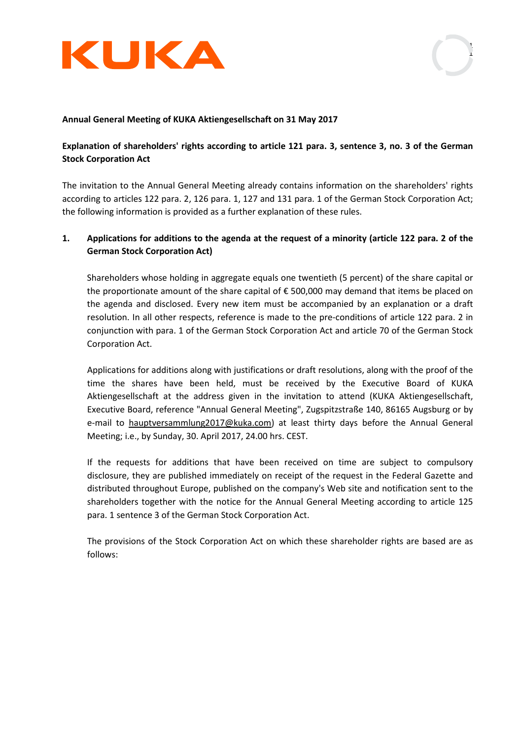**Annual General Meeting of KUKA Aktiengesellschaft on 31 May 2017**

**Explanation of shareholders' rights according to article 121 para. 3, sentence 3, no. 3 of the German Stock Corporation Act**

The invitation to the Annual General Meeting already contains information on the shareholders' rights according to articles 122 para. 2, 126 para. 1, 127 and 131 para. 1 of the German Stock Corporation Act; the following information is provided as a further explanation of these rules.

## 1. Applications for additions to the agenda at the request of a minority (article 122 para. 2 of the German Stock Corporation Act)

Shareholders whose holding in aggregate equals one twentieth (5 percent) of the share capital or the proportionate amount of the share capital of € 500,000 may demand that items be placed on the agenda and disclosed. Every new item must be accompanied by an explanation or a draft resolution. In all other respects, reference is made to the pre-conditions of article 122 para. 2 in conjunction with para. 1 of the German Stock Corporation Act and article 70 of the German Stock Corporation Act.

Applications for additions along with justifications or draft resolutions, along with the proof of the time the shares have been held, must be received by the Executive Board of KUKA Aktiengesellschaft at the address given in the invitation to attend (KUKA Aktiengesellschaft, Executive Board, reference "Annual General Meeting", Zugspitzstraße 140, 86165 Augsburg or by e-mail to hauptversammlung2017@kuka.com) at least thirty days before the Annual General Meeting; i.e., by Sunday, 30. April 2017, 24.00 hrs. CEST.

If the requests for additions that have been received on time are subject to compulsory disclosure, they are published immediately on receipt of the request in the Federal Gazette and distributed throughout Europe, published on the company's Web site and notification sent to the shareholders together with the notice for the Annual General Meeting according to article 125 para. 1 sentence 3 of the German Stock Corporation Act.

The provisions of the Stock Corporation Act on which these shareholder rights are based are as follows: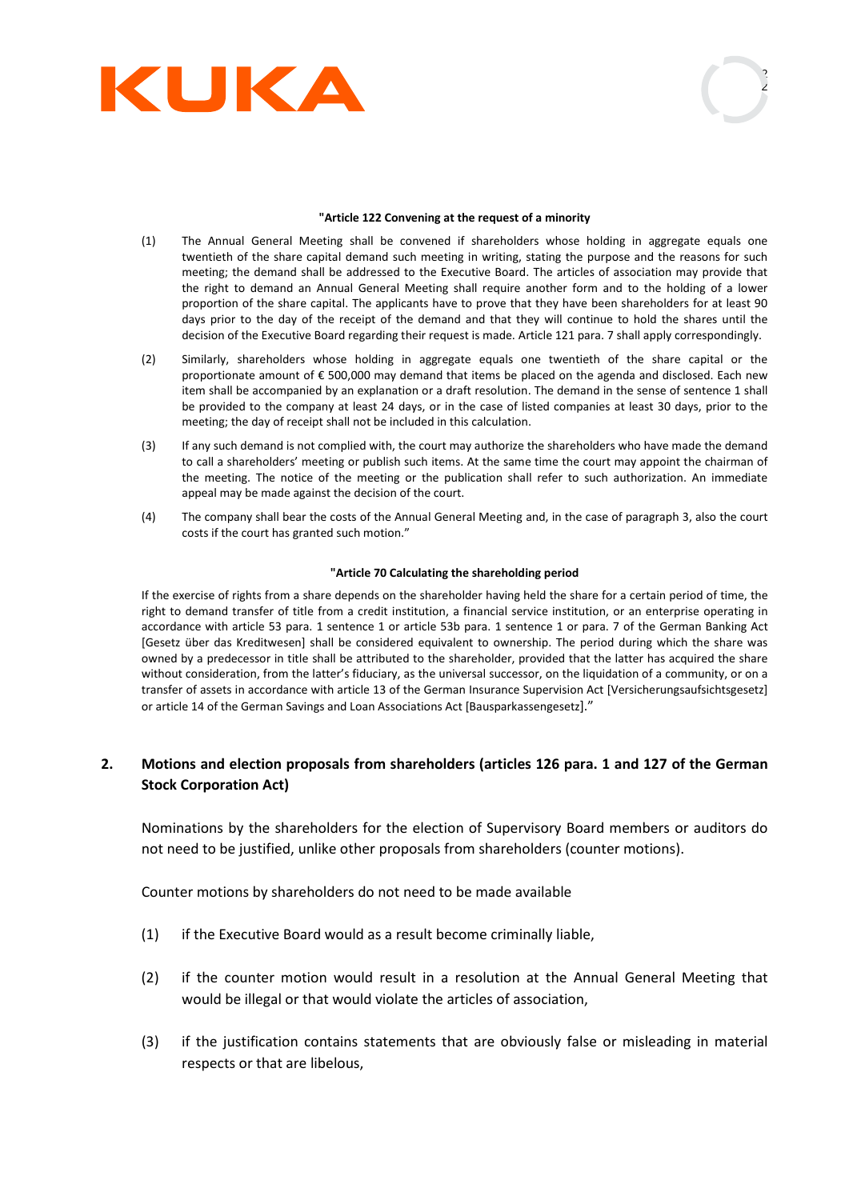**"Article 122 Convening at the request of a minority**

(1) The Annual General Meeting shall be convened if shareholders whose holding in aggregate equals one twentieth of the share capital demand such meeting in writing, stating the purpose and the reasons for such meeting; the demand shall be addressed to the Executive Board. The articles of association may provide that the right to demand an Annual General Meeting shall require another form and to the holding of a lower proportion of the share capital. The applicants have to prove that they have been shareholders for at least 90 days prior to the day of the receipt of the demand and that they will continue to hold the shares until the decision of the Executive Board regarding their request is made. Article 121 para. 7 shall apply correspondingly.

(2) Similarly, shareholders whose holding in aggregate equals one twentieth of the share capital or the proportionate amount of € 500,000 may demand that items be placed on the agenda and disclosed. Each new item shall be accompanied by an explanation or a draft resolution. The demand in the sense of sentence 1 shall be provided to the company at least 24 days, or in the case of listed companies at least 30 days, prior to the meeting; the day of receipt shall not be included in this calculation.

(3) If any such demand is not complied with, the court may authorize the shareholders who have made the demand to call a shareholders' meeting or publish such items. At the same time the court may appoint the chairman of the meeting. The notice of the meeting or the publication shall refer to such authorization. An immediate appeal may be made against the decision of the court.

(4) The company shall bear the costs of the Annual General Meeting and, in the case of paragraph 3, also the court costs if the court has granted such motion."

**"Article 70 Calculating the shareholding period**

If the exercise of rights from a share depends on the shareholder having held the share for a certain period of time, the right to demand transfer of title from a credit institution, a financial service institution, or an enterprise operating in accordance with article 53 para. 1 sentence 1 or article 53b para. 1 sentence 1 or para. 7 of the German Banking Act [Gesetz über das Kreditwesen] shall be considered equivalent to ownership. The period during which the share was owned by a predecessor in title shall be attributed to the shareholder, provided that the latter has acquired the share without consideration, from the latter's fiduciary, as the universal successor, on the liquidation of a community, or on a transfer of assets in accordance with article 13 of the German Insurance Supervision Act [Versicherungsaufsichtsgesetz] or article 14 of the German Savings and Loan Associations Act [Bausparkassengesetz]."

## 2. Motions and election proposals from shareholders (articles 126 para. 1 and 127 of the German Stock Corporation Act)

Nominations by the shareholders for the election of Supervisory Board members or auditors do not need to be justified, unlike other proposals from shareholders (counter motions).

Counter motions by shareholders do not need to be made available

(1) if the Executive Board would as a result become criminally liable,

(2) if the counter motion would result in a resolution at the Annual General Meeting that would be illegal or that would violate the articles of association,

(3) if the justification contains statements that are obviously false or misleading in material respects or that are libelous,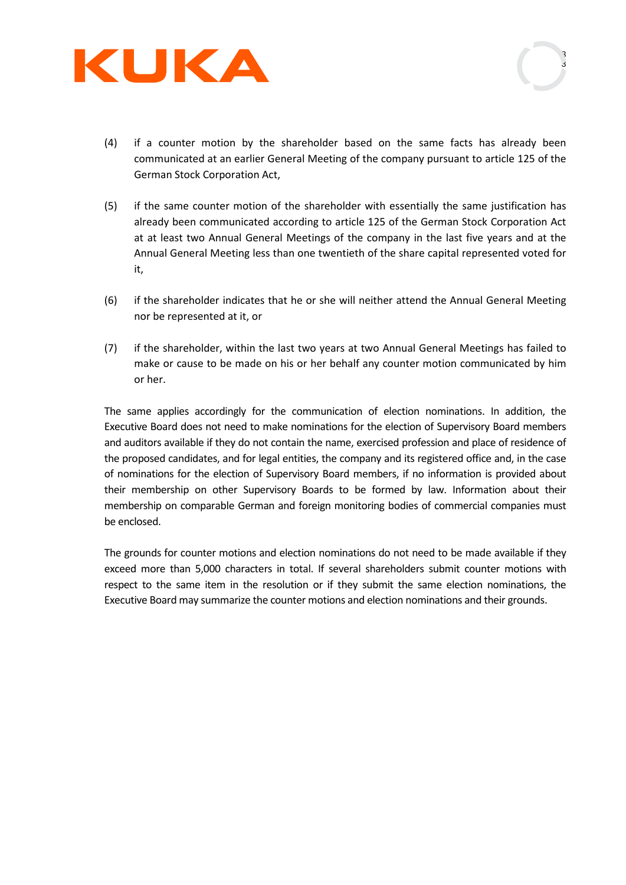(4) if a counter motion by the shareholder based on the same facts has already been communicated at an earlier General Meeting of the company pursuant to article 125 of the German Stock Corporation Act,

(5) if the same counter motion of the shareholder with essentially the same justification has already been communicated according to article 125 of the German Stock Corporation Act at at least two Annual General Meetings of the company in the last five years and at the Annual General Meeting less than one twentieth of the share capital represented voted for it,

(6) if the shareholder indicates that he or she will neither attend the Annual General Meeting nor be represented at it, or

(7) if the shareholder, within the last two years at two Annual General Meetings has failed to make or cause to be made on his or her behalf any counter motion communicated by him or her.

The same applies accordingly for the communication of election nominations. In addition, the Executive Board does not need to make nominations for the election of Supervisory Board members and auditors available if they do not contain the name, exercised profession and place of residence of the proposed candidates, and for legal entities, the company and its registered office and, in the case of nominations for the election of Supervisory Board members, if no information is provided about their membership on other Supervisory Boards to be formed by law. Information about their membership on comparable German and foreign monitoring bodies of commercial companies must be enclosed.

The grounds for counter motions and election nominations do not need to be made available if they exceed more than 5,000 characters in total. If several shareholders submit counter motions with respect to the same item in the resolution or if they submit the same election nominations, the Executive Board may summarize the counter motions and election nominations and their grounds.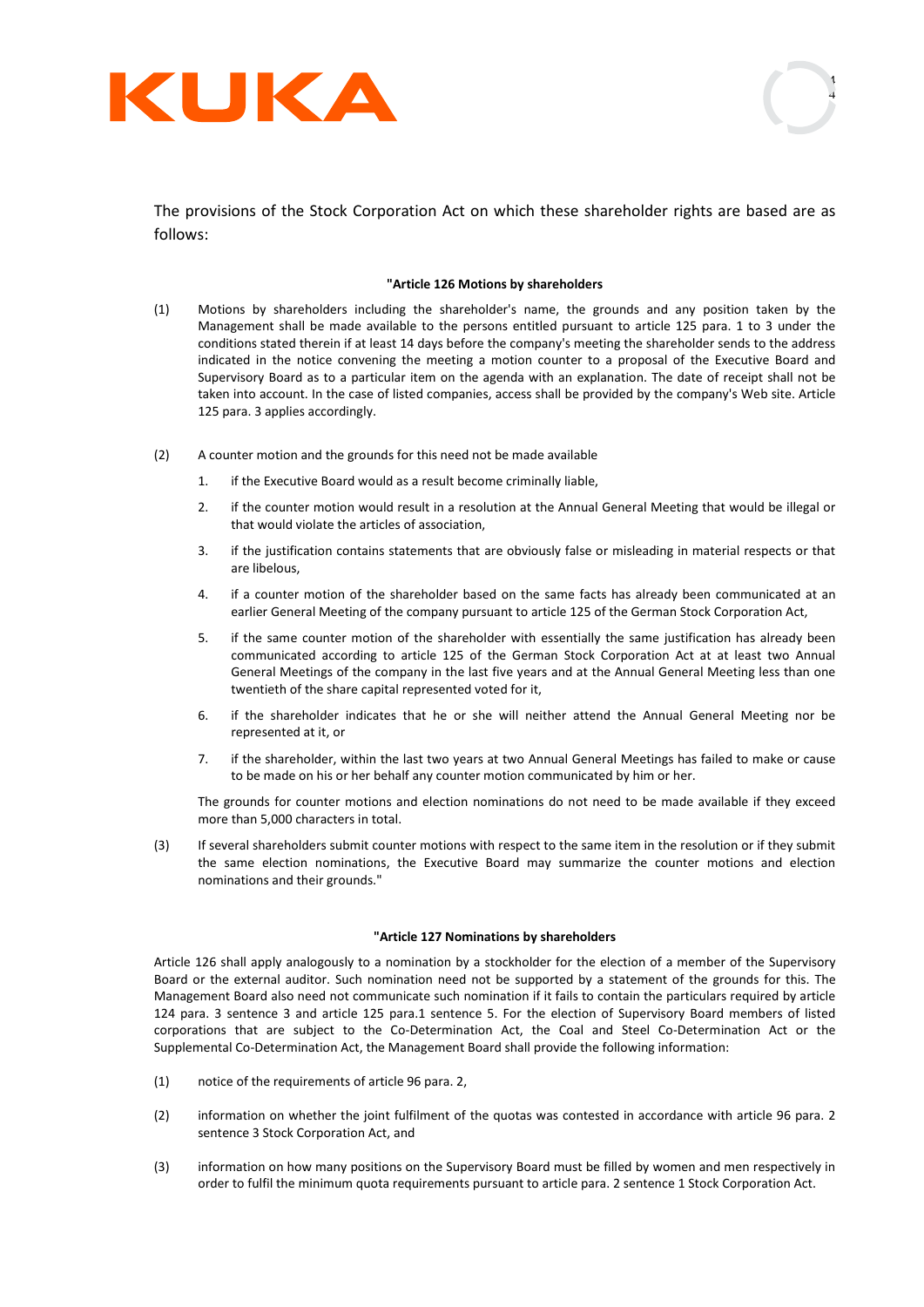The provisions of the Stock Corporation Act on which these shareholder rights are based are as follows:

**"Article 126 Motions by shareholders**

(1) Motions by shareholders including the shareholder's name, the grounds and any position taken by the Management shall be made available to the persons entitled pursuant to article 125 para. 1 to 3 under the conditions stated therein if at least 14 days before the company's meeting the shareholder sends to the address indicated in the notice convening the meeting a motion counter to a proposal of the Executive Board and Supervisory Board as to a particular item on the agenda with an explanation. The date of receipt shall not be taken into account. In the case of listed companies, access shall be provided by the company's Web site. Article 125 para. 3 applies accordingly.

(2) A counter motion and the grounds for this need not be made available

1. if the Executive Board would as a result become criminally liable,
2. if the counter motion would result in a resolution at the Annual General Meeting that would be illegal or that would violate the articles of association,
3. if the justification contains statements that are obviously false or misleading in material respects or that are libelous,
4. if a counter motion of the shareholder based on the same facts has already been communicated at an earlier General Meeting of the company pursuant to article 125 of the German Stock Corporation Act,
5. if the same counter motion of the shareholder with essentially the same justification has already been communicated according to article 125 of the German Stock Corporation Act at at least two Annual General Meetings of the company in the last five years and at the Annual General Meeting less than one twentieth of the share capital represented voted for it,
6. if the shareholder indicates that he or she will neither attend the Annual General Meeting nor be represented at it, or
7. if the shareholder, within the last two years at two Annual General Meetings has failed to make or cause to be made on his or her behalf any counter motion communicated by him or her.

The grounds for counter motions and election nominations do not need to be made available if they exceed more than 5,000 characters in total.

(3) If several shareholders submit counter motions with respect to the same item in the resolution or if they submit the same election nominations, the Executive Board may summarize the counter motions and election nominations and their grounds."

**"Article 127 Nominations by shareholders**

Article 126 shall apply analogously to a nomination by a stockholder for the election of a member of the Supervisory Board or the external auditor. Such nomination need not be supported by a statement of the grounds for this. The Management Board also need not communicate such nomination if it fails to contain the particulars required by article 124 para. 3 sentence 3 and article 125 para.1 sentence 5. For the election of Supervisory Board members of listed corporations that are subject to the Co-Determination Act, the Coal and Steel Co-Determination Act or the Supplemental Co-Determination Act, the Management Board shall provide the following information:

(1) notice of the requirements of article 96 para. 2,

(2) information on whether the joint fulfilment of the quotas was contested in accordance with article 96 para. 2 sentence 3 Stock Corporation Act, and

(3) information on how many positions on the Supervisory Board must be filled by women and men respectively in order to fulfil the minimum quota requirements pursuant to article para. 2 sentence 1 Stock Corporation Act.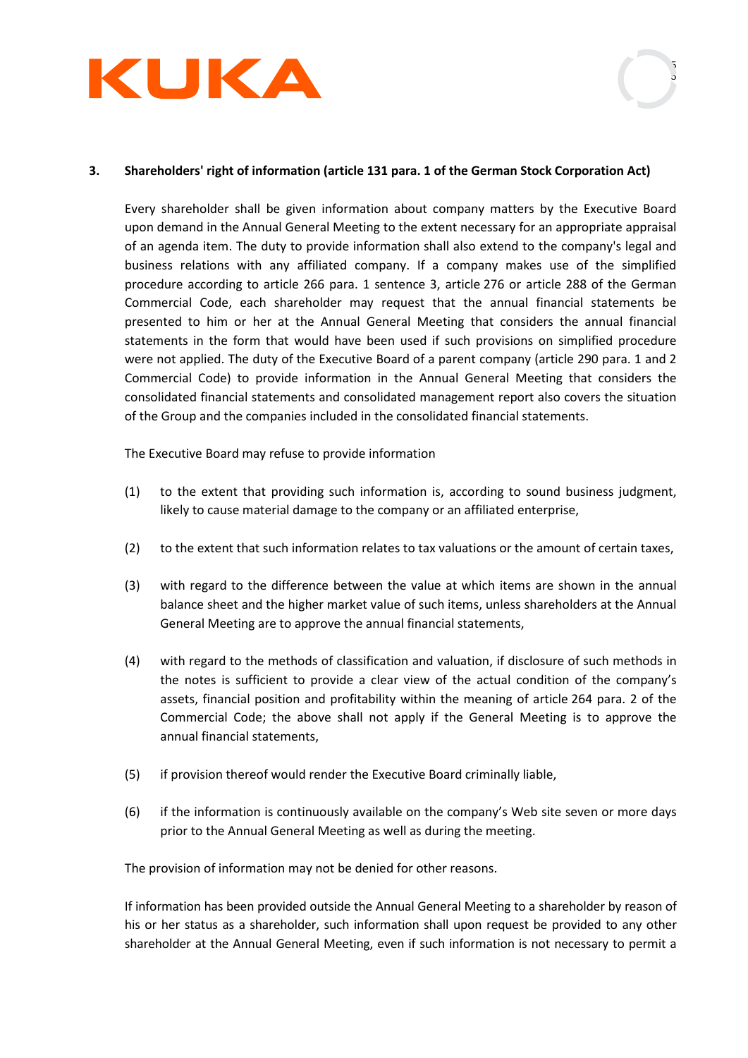## 3. Shareholders' right of information (article 131 para. 1 of the German Stock Corporation Act)

Every shareholder shall be given information about company matters by the Executive Board upon demand in the Annual General Meeting to the extent necessary for an appropriate appraisal of an agenda item. The duty to provide information shall also extend to the company's legal and business relations with any affiliated company. If a company makes use of the simplified procedure according to article 266 para. 1 sentence 3, article 276 or article 288 of the German Commercial Code, each shareholder may request that the annual financial statements be presented to him or her at the Annual General Meeting that considers the annual financial statements in the form that would have been used if such provisions on simplified procedure were not applied. The duty of the Executive Board of a parent company (article 290 para. 1 and 2 Commercial Code) to provide information in the Annual General Meeting that considers the consolidated financial statements and consolidated management report also covers the situation of the Group and the companies included in the consolidated financial statements.

The Executive Board may refuse to provide information

(1) to the extent that providing such information is, according to sound business judgment, likely to cause material damage to the company or an affiliated enterprise,

(2) to the extent that such information relates to tax valuations or the amount of certain taxes,

(3) with regard to the difference between the value at which items are shown in the annual balance sheet and the higher market value of such items, unless shareholders at the Annual General Meeting are to approve the annual financial statements,

(4) with regard to the methods of classification and valuation, if disclosure of such methods in the notes is sufficient to provide a clear view of the actual condition of the company's assets, financial position and profitability within the meaning of article 264 para. 2 of the Commercial Code; the above shall not apply if the General Meeting is to approve the annual financial statements,

(5) if provision thereof would render the Executive Board criminally liable,

(6) if the information is continuously available on the company's Web site seven or more days prior to the Annual General Meeting as well as during the meeting.

The provision of information may not be denied for other reasons.

If information has been provided outside the Annual General Meeting to a shareholder by reason of his or her status as a shareholder, such information shall upon request be provided to any other shareholder at the Annual General Meeting, even if such information is not necessary to permit a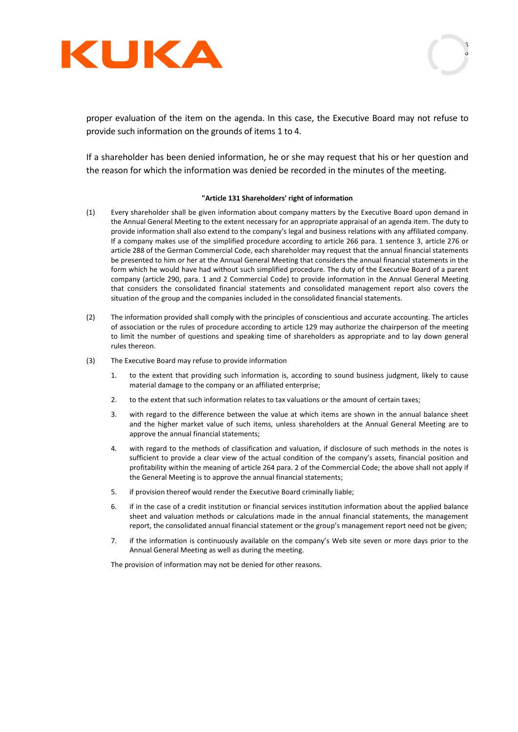proper evaluation of the item on the agenda. In this case, the Executive Board may not refuse to provide such information on the grounds of items 1 to 4.

If a shareholder has been denied information, he or she may request that his or her question and the reason for which the information was denied be recorded in the minutes of the meeting.

**"Article 131 Shareholders' right of information**

(1) Every shareholder shall be given information about company matters by the Executive Board upon demand in the Annual General Meeting to the extent necessary for an appropriate appraisal of an agenda item. The duty to provide information shall also extend to the company's legal and business relations with any affiliated company. If a company makes use of the simplified procedure according to article 266 para. 1 sentence 3, article 276 or article 288 of the German Commercial Code, each shareholder may request that the annual financial statements be presented to him or her at the Annual General Meeting that considers the annual financial statements in the form which he would have had without such simplified procedure. The duty of the Executive Board of a parent company (article 290, para. 1 and 2 Commercial Code) to provide information in the Annual General Meeting that considers the consolidated financial statements and consolidated management report also covers the situation of the group and the companies included in the consolidated financial statements.

(2) The information provided shall comply with the principles of conscientious and accurate accounting. The articles of association or the rules of procedure according to article 129 may authorize the chairperson of the meeting to limit the number of questions and speaking time of shareholders as appropriate and to lay down general rules thereon.

(3) The Executive Board may refuse to provide information

1. to the extent that providing such information is, according to sound business judgment, likely to cause material damage to the company or an affiliated enterprise;
2. to the extent that such information relates to tax valuations or the amount of certain taxes;
3. with regard to the difference between the value at which items are shown in the annual balance sheet and the higher market value of such items, unless shareholders at the Annual General Meeting are to approve the annual financial statements;
4. with regard to the methods of classification and valuation, if disclosure of such methods in the notes is sufficient to provide a clear view of the actual condition of the company's assets, financial position and profitability within the meaning of article 264 para. 2 of the Commercial Code; the above shall not apply if the General Meeting is to approve the annual financial statements;
5. if provision thereof would render the Executive Board criminally liable;
6. if in the case of a credit institution or financial services institution information about the applied balance sheet and valuation methods or calculations made in the annual financial statements, the management report, the consolidated annual financial statement or the group's management report need not be given;
7. if the information is continuously available on the company's Web site seven or more days prior to the Annual General Meeting as well as during the meeting.

The provision of information may not be denied for other reasons.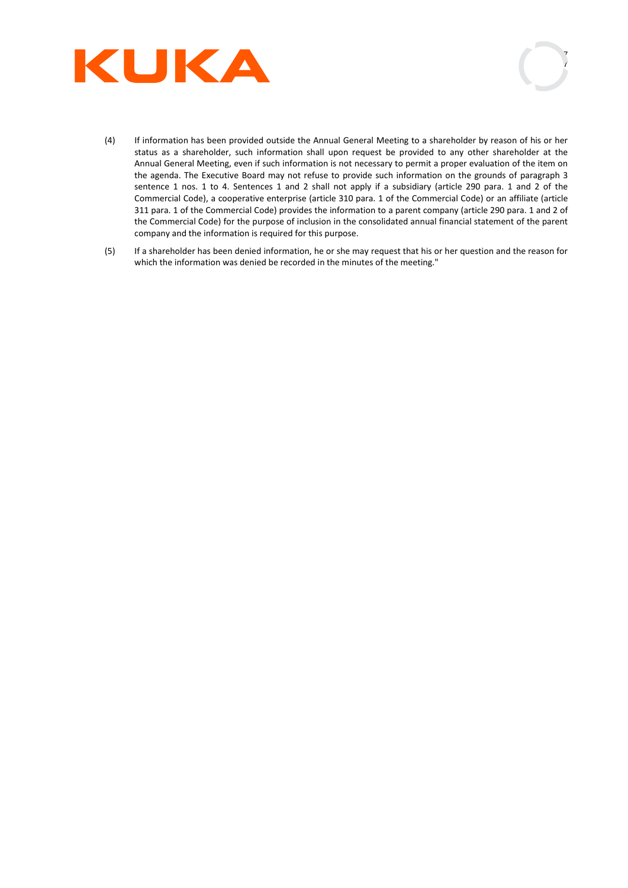(4) If information has been provided outside the Annual General Meeting to a shareholder by reason of his or her status as a shareholder, such information shall upon request be provided to any other shareholder at the Annual General Meeting, even if such information is not necessary to permit a proper evaluation of the item on the agenda. The Executive Board may not refuse to provide such information on the grounds of paragraph 3 sentence 1 nos. 1 to 4. Sentences 1 and 2 shall not apply if a subsidiary (article 290 para. 1 and 2 of the Commercial Code), a cooperative enterprise (article 310 para. 1 of the Commercial Code) or an affiliate (article 311 para. 1 of the Commercial Code) provides the information to a parent company (article 290 para. 1 and 2 of the Commercial Code) for the purpose of inclusion in the consolidated annual financial statement of the parent company and the information is required for this purpose.

(5) If a shareholder has been denied information, he or she may request that his or her question and the reason for which the information was denied be recorded in the minutes of the meeting."